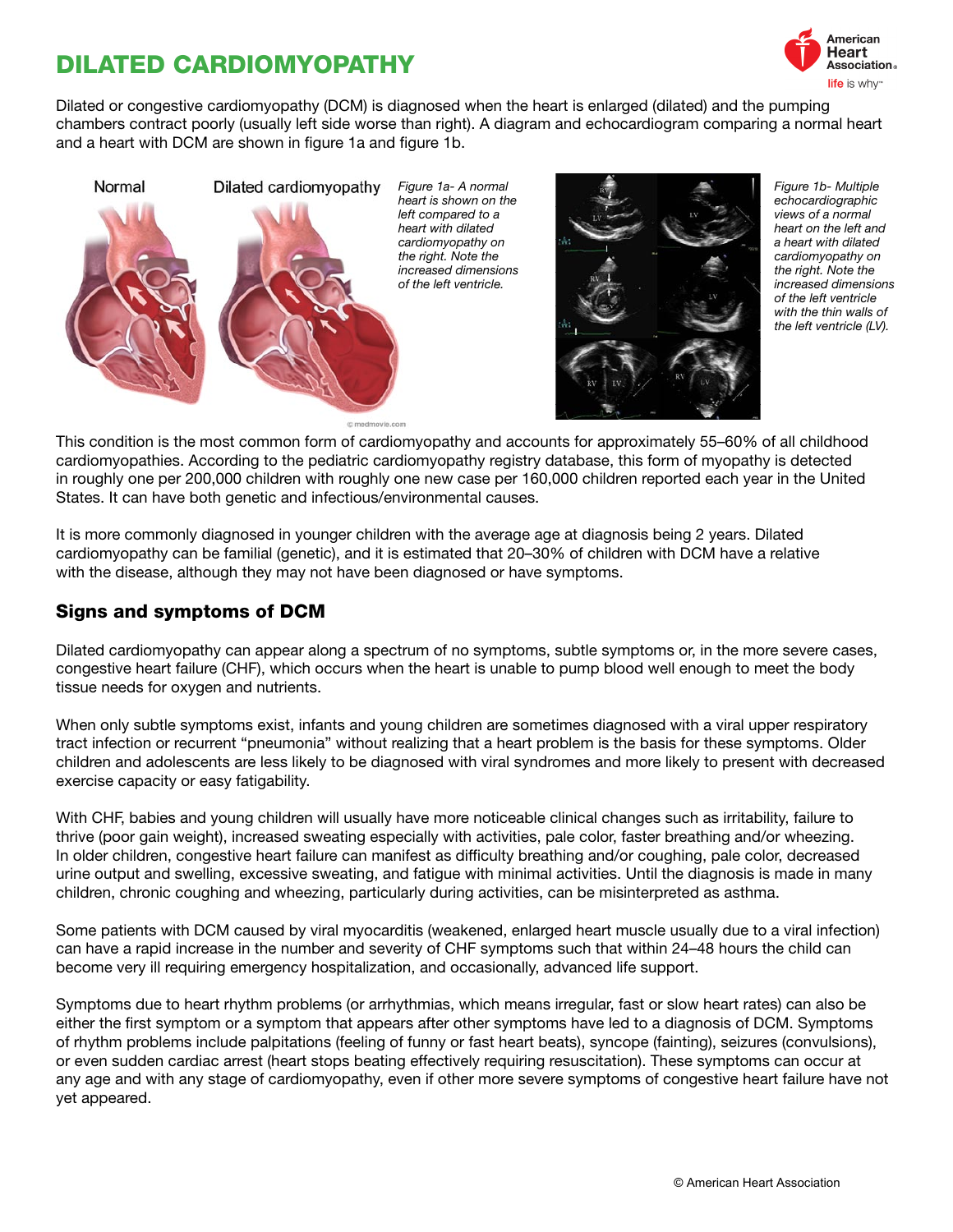# DILATED CARDIOMYOPATHY

Dilated or congestive cardiomyopathy (DCM) is diagnosed when the heart is enlarged (dilated) and the pumping chambers contract poorly (usually left side worse than right). A diagram and echocardiogram comparing a normal heart and a heart with DCM are shown in figure 1a and figure 1b.

*Figure 1a- A normal heart is shown on the left compared to a heart with dilated cardiomyopathy on the right. Note the increased dimensions of the left ventricle.*

*Figure 1b- Multiple echocardiographic views of a normal heart on the left and a heart with dilated cardiomyopathy on the right. Note the increased dimensions of the left ventricle with the thin walls of the left ventricle (LV).*

This condition is the most common form of cardiomyopathy and accounts for approximately 55–60% of all childhood cardiomyopathies. According to the pediatric cardiomyopathy registry database, this form of myopathy is detected in roughly one per 200,000 children with roughly one new case per 160,000 children reported each year in the United States. It can have both genetic and infectious/environmental causes.

It is more commonly diagnosed in younger children with the average age at diagnosis being 2 years. Dilated cardiomyopathy can be familial (genetic), and it is estimated that 20–30% of children with DCM have a relative with the disease, although they may not have been diagnosed or have symptoms.

## Signs and symptoms of DCM

Dilated cardiomyopathy can appear along a spectrum of no symptoms, subtle symptoms or, in the more severe cases, congestive heart failure (CHF), which occurs when the heart is unable to pump blood well enough to meet the body tissue needs for oxygen and nutrients.

When only subtle symptoms exist, infants and young children are sometimes diagnosed with a viral upper respiratory tract infection or recurrent "pneumonia" without realizing that a heart problem is the basis for these symptoms. Older children and adolescents are less likely to be diagnosed with viral syndromes and more likely to present with decreased exercise capacity or easy fatigability.

With CHF, babies and young children will usually have more noticeable clinical changes such as irritability, failure to thrive (poor gain weight), increased sweating especially with activities, pale color, faster breathing and/or wheezing. In older children, congestive heart failure can manifest as difficulty breathing and/or coughing, pale color, decreased urine output and swelling, excessive sweating, and fatigue with minimal activities. Until the diagnosis is made in many children, chronic coughing and wheezing, particularly during activities, can be misinterpreted as asthma.

Some patients with DCM caused by viral myocarditis (weakened, enlarged heart muscle usually due to a viral infection) can have a rapid increase in the number and severity of CHF symptoms such that within 24–48 hours the child can become very ill requiring emergency hospitalization, and occasionally, advanced life support.

Symptoms due to heart rhythm problems (or arrhythmias, which means irregular, fast or slow heart rates) can also be either the first symptom or a symptom that appears after other symptoms have led to a diagnosis of DCM. Symptoms of rhythm problems include palpitations (feeling of funny or fast heart beats), syncope (fainting), seizures (convulsions), or even sudden cardiac arrest (heart stops beating effectively requiring resuscitation). These symptoms can occur at any age and with any stage of cardiomyopathy, even if other more severe symptoms of congestive heart failure have not yet appeared.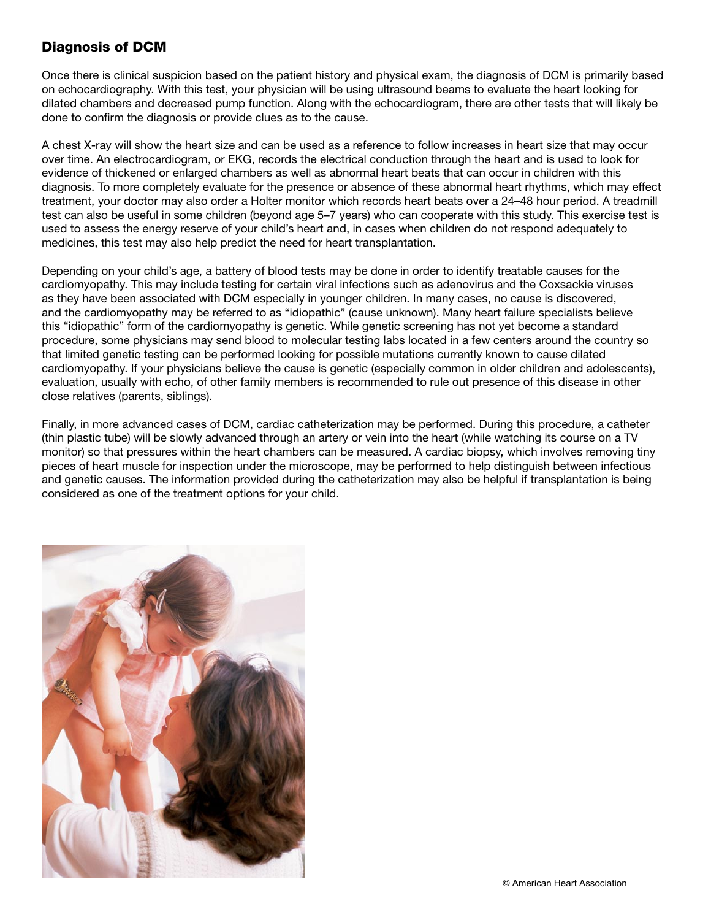## Diagnosis of DCM

Once there is clinical suspicion based on the patient history and physical exam, the diagnosis of DCM is primarily based on echocardiography. With this test, your physician will be using ultrasound beams to evaluate the heart looking for dilated chambers and decreased pump function. Along with the echocardiogram, there are other tests that will likely be done to confirm the diagnosis or provide clues as to the cause.

A chest X-ray will show the heart size and can be used as a reference to follow increases in heart size that may occur over time. An electrocardiogram, or EKG, records the electrical conduction through the heart and is used to look for evidence of thickened or enlarged chambers as well as abnormal heart beats that can occur in children with this diagnosis. To more completely evaluate for the presence or absence of these abnormal heart rhythms, which may effect treatment, your doctor may also order a Holter monitor which records heart beats over a 24–48 hour period. A treadmill test can also be useful in some children (beyond age 5–7 years) who can cooperate with this study. This exercise test is used to assess the energy reserve of your child's heart and, in cases when children do not respond adequately to medicines, this test may also help predict the need for heart transplantation.

Depending on your child's age, a battery of blood tests may be done in order to identify treatable causes for the cardiomyopathy. This may include testing for certain viral infections such as adenovirus and the Coxsackie viruses as they have been associated with DCM especially in younger children. In many cases, no cause is discovered, and the cardiomyopathy may be referred to as "idiopathic" (cause unknown). Many heart failure specialists believe this "idiopathic" form of the cardiomyopathy is genetic. While genetic screening has not yet become a standard procedure, some physicians may send blood to molecular testing labs located in a few centers around the country so that limited genetic testing can be performed looking for possible mutations currently known to cause dilated cardiomyopathy. If your physicians believe the cause is genetic (especially common in older children and adolescents), evaluation, usually with echo, of other family members is recommended to rule out presence of this disease in other close relatives (parents, siblings).

Finally, in more advanced cases of DCM, cardiac catheterization may be performed. During this procedure, a catheter (thin plastic tube) will be slowly advanced through an artery or vein into the heart (while watching its course on a TV monitor) so that pressures within the heart chambers can be measured. A cardiac biopsy, which involves removing tiny pieces of heart muscle for inspection under the microscope, may be performed to help distinguish between infectious and genetic causes. The information provided during the catheterization may also be helpful if transplantation is being considered as one of the treatment options for your child.

© American Heart Association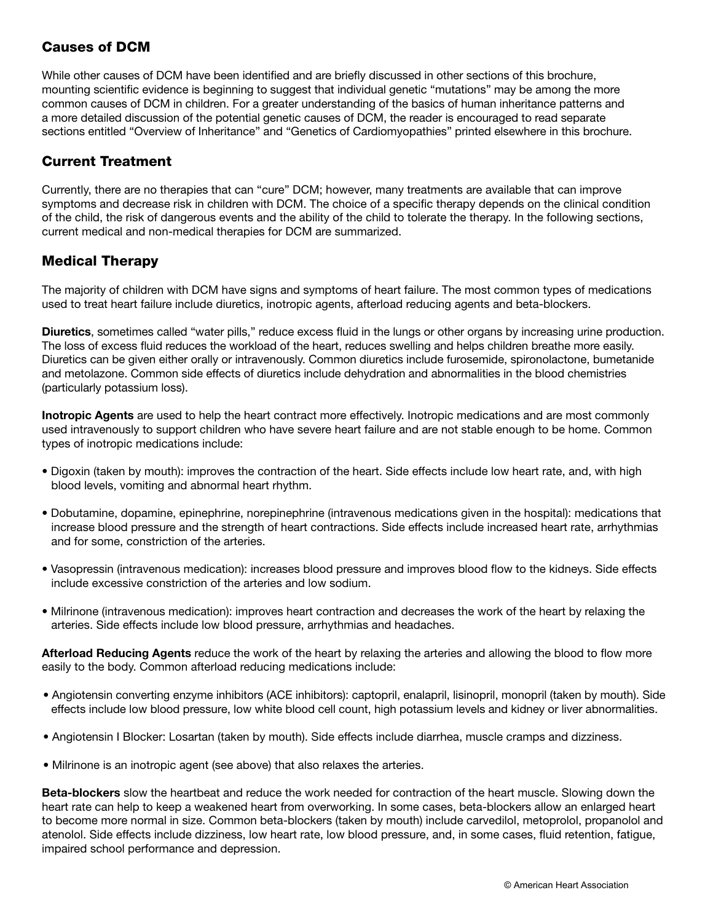## Causes of DCM

While other causes of DCM have been identified and are briefly discussed in other sections of this brochure, mounting scientific evidence is beginning to suggest that individual genetic "mutations" may be among the more common causes of DCM in children. For a greater understanding of the basics of human inheritance patterns and a more detailed discussion of the potential genetic causes of DCM, the reader is encouraged to read separate sections entitled "Overview of Inheritance" and "Genetics of Cardiomyopathies" printed elsewhere in this brochure.

## Current Treatment

Currently, there are no therapies that can "cure" DCM; however, many treatments are available that can improve symptoms and decrease risk in children with DCM. The choice of a specific therapy depends on the clinical condition of the child, the risk of dangerous events and the ability of the child to tolerate the therapy. In the following sections, current medical and non-medical therapies for DCM are summarized.

## Medical Therapy

The majority of children with DCM have signs and symptoms of heart failure. The most common types of medications used to treat heart failure include diuretics, inotropic agents, afterload reducing agents and beta-blockers.

**Diuretics**, sometimes called "water pills," reduce excess fluid in the lungs or other organs by increasing urine production. The loss of excess fluid reduces the workload of the heart, reduces swelling and helps children breathe more easily. Diuretics can be given either orally or intravenously. Common diuretics include furosemide, spironolactone, bumetanide and metolazone. Common side effects of diuretics include dehydration and abnormalities in the blood chemistries (particularly potassium loss).

**Inotropic Agents** are used to help the heart contract more effectively. Inotropic medications and are most commonly used intravenously to support children who have severe heart failure and are not stable enough to be home. Common types of inotropic medications include:

- Digoxin (taken by mouth): improves the contraction of the heart. Side effects include low heart rate, and, with high blood levels, vomiting and abnormal heart rhythm.
- Dobutamine, dopamine, epinephrine, norepinephrine (intravenous medications given in the hospital): medications that increase blood pressure and the strength of heart contractions. Side effects include increased heart rate, arrhythmias and for some, constriction of the arteries.
- Vasopressin (intravenous medication): increases blood pressure and improves blood flow to the kidneys. Side effects include excessive constriction of the arteries and low sodium.
- Milrinone (intravenous medication): improves heart contraction and decreases the work of the heart by relaxing the arteries. Side effects include low blood pressure, arrhythmias and headaches.

**Afterload Reducing Agents** reduce the work of the heart by relaxing the arteries and allowing the blood to flow more easily to the body. Common afterload reducing medications include:

- Angiotensin converting enzyme inhibitors (ACE inhibitors): captopril, enalapril, lisinopril, monopril (taken by mouth). Side effects include low blood pressure, low white blood cell count, high potassium levels and kidney or liver abnormalities.
- Angiotensin I Blocker: Losartan (taken by mouth). Side effects include diarrhea, muscle cramps and dizziness.
- Milrinone is an inotropic agent (see above) that also relaxes the arteries.

**Beta-blockers** slow the heartbeat and reduce the work needed for contraction of the heart muscle. Slowing down the heart rate can help to keep a weakened heart from overworking. In some cases, beta-blockers allow an enlarged heart to become more normal in size. Common beta-blockers (taken by mouth) include carvedilol, metoprolol, propanolol and atenolol. Side effects include dizziness, low heart rate, low blood pressure, and, in some cases, fluid retention, fatigue, impaired school performance and depression.

© American Heart Association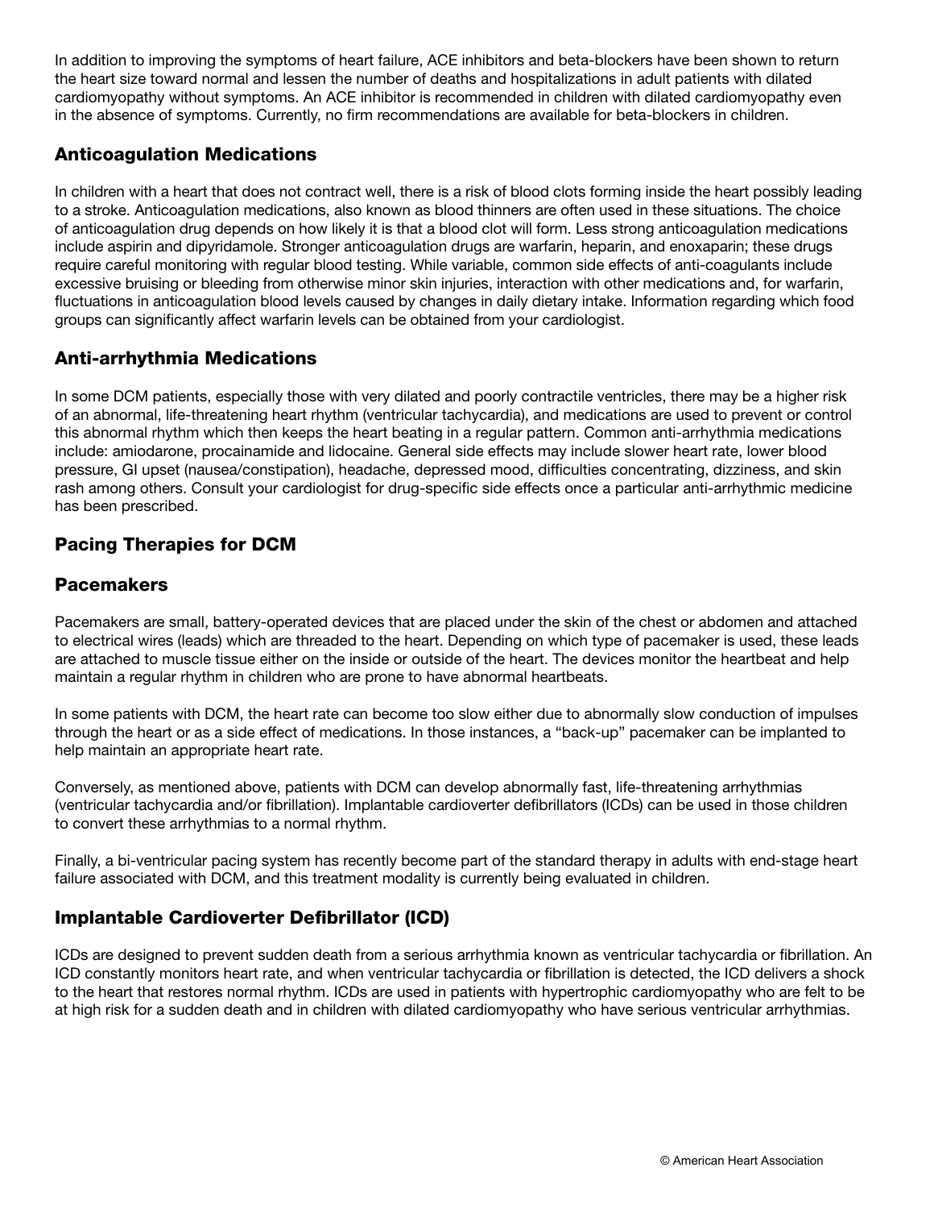In addition to improving the symptoms of heart failure, ACE inhibitors and beta-blockers have been shown to return the heart size toward normal and lessen the number of deaths and hospitalizations in adult patients with dilated cardiomyopathy without symptoms. An ACE inhibitor is recommended in children with dilated cardiomyopathy even in the absence of symptoms. Currently, no firm recommendations are available for beta-blockers in children.

## Anticoagulation Medications

In children with a heart that does not contract well, there is a risk of blood clots forming inside the heart possibly leading to a stroke. Anticoagulation medications, also known as blood thinners are often used in these situations. The choice of anticoagulation drug depends on how likely it is that a blood clot will form. Less strong anticoagulation medications include aspirin and dipyridamole. Stronger anticoagulation drugs are warfarin, heparin, and enoxaparin; these drugs require careful monitoring with regular blood testing. While variable, common side effects of anti-coagulants include excessive bruising or bleeding from otherwise minor skin injuries, interaction with other medications and, for warfarin, fluctuations in anticoagulation blood levels caused by changes in daily dietary intake. Information regarding which food groups can significantly affect warfarin levels can be obtained from your cardiologist.

## Anti-arrhythmia Medications

In some DCM patients, especially those with very dilated and poorly contractile ventricles, there may be a higher risk of an abnormal, life-threatening heart rhythm (ventricular tachycardia), and medications are used to prevent or control this abnormal rhythm which then keeps the heart beating in a regular pattern. Common anti-arrhythmia medications include: amiodarone, procainamide and lidocaine. General side effects may include slower heart rate, lower blood pressure, GI upset (nausea/constipation), headache, depressed mood, difficulties concentrating, dizziness, and skin rash among others. Consult your cardiologist for drug-specific side effects once a particular anti-arrhythmic medicine has been prescribed.

## Pacing Therapies for DCM

## Pacemakers

Pacemakers are small, battery-operated devices that are placed under the skin of the chest or abdomen and attached to electrical wires (leads) which are threaded to the heart. Depending on which type of pacemaker is used, these leads are attached to muscle tissue either on the inside or outside of the heart. The devices monitor the heartbeat and help maintain a regular rhythm in children who are prone to have abnormal heartbeats.

In some patients with DCM, the heart rate can become too slow either due to abnormally slow conduction of impulses through the heart or as a side effect of medications. In those instances, a "back-up" pacemaker can be implanted to help maintain an appropriate heart rate.

Conversely, as mentioned above, patients with DCM can develop abnormally fast, life-threatening arrhythmias (ventricular tachycardia and/or fibrillation). Implantable cardioverter defibrillators (ICDs) can be used in those children to convert these arrhythmias to a normal rhythm.

Finally, a bi-ventricular pacing system has recently become part of the standard therapy in adults with end-stage heart failure associated with DCM, and this treatment modality is currently being evaluated in children.

## Implantable Cardioverter Defibrillator (ICD)

ICDs are designed to prevent sudden death from a serious arrhythmia known as ventricular tachycardia or fibrillation. An ICD constantly monitors heart rate, and when ventricular tachycardia or fibrillation is detected, the ICD delivers a shock to the heart that restores normal rhythm. ICDs are used in patients with hypertrophic cardiomyopathy who are felt to be at high risk for a sudden death and in children with dilated cardiomyopathy who have serious ventricular arrhythmias.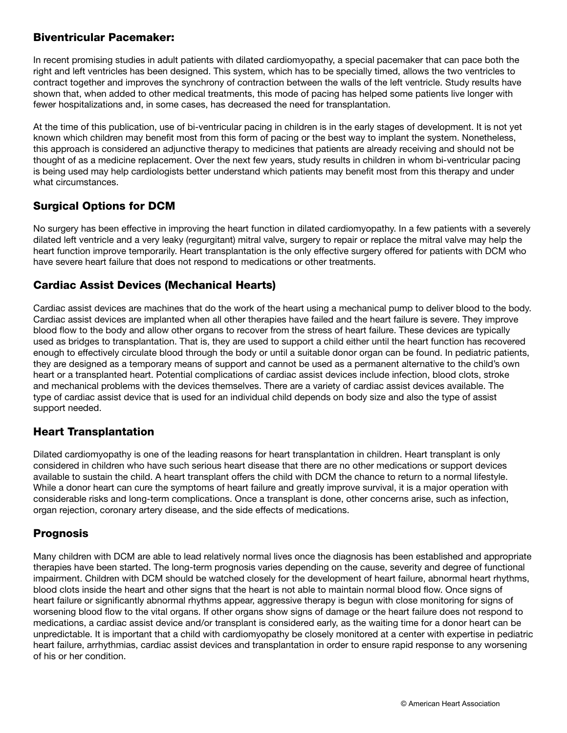## Biventricular Pacemaker:

In recent promising studies in adult patients with dilated cardiomyopathy, a special pacemaker that can pace both the right and left ventricles has been designed. This system, which has to be specially timed, allows the two ventricles to contract together and improves the synchrony of contraction between the walls of the left ventricle. Study results have shown that, when added to other medical treatments, this mode of pacing has helped some patients live longer with fewer hospitalizations and, in some cases, has decreased the need for transplantation.

At the time of this publication, use of bi-ventricular pacing in children is in the early stages of development. It is not yet known which children may benefit most from this form of pacing or the best way to implant the system. Nonetheless, this approach is considered an adjunctive therapy to medicines that patients are already receiving and should not be thought of as a medicine replacement. Over the next few years, study results in children in whom bi-ventricular pacing is being used may help cardiologists better understand which patients may benefit most from this therapy and under what circumstances.

## Surgical Options for DCM

No surgery has been effective in improving the heart function in dilated cardiomyopathy. In a few patients with a severely dilated left ventricle and a very leaky (regurgitant) mitral valve, surgery to repair or replace the mitral valve may help the heart function improve temporarily. Heart transplantation is the only effective surgery offered for patients with DCM who have severe heart failure that does not respond to medications or other treatments.

## Cardiac Assist Devices (Mechanical Hearts)

Cardiac assist devices are machines that do the work of the heart using a mechanical pump to deliver blood to the body. Cardiac assist devices are implanted when all other therapies have failed and the heart failure is severe. They improve blood flow to the body and allow other organs to recover from the stress of heart failure. These devices are typically used as bridges to transplantation. That is, they are used to support a child either until the heart function has recovered enough to effectively circulate blood through the body or until a suitable donor organ can be found. In pediatric patients, they are designed as a temporary means of support and cannot be used as a permanent alternative to the child's own heart or a transplanted heart. Potential complications of cardiac assist devices include infection, blood clots, stroke and mechanical problems with the devices themselves. There are a variety of cardiac assist devices available. The type of cardiac assist device that is used for an individual child depends on body size and also the type of assist support needed.

## Heart Transplantation

Dilated cardiomyopathy is one of the leading reasons for heart transplantation in children. Heart transplant is only considered in children who have such serious heart disease that there are no other medications or support devices available to sustain the child. A heart transplant offers the child with DCM the chance to return to a normal lifestyle. While a donor heart can cure the symptoms of heart failure and greatly improve survival, it is a major operation with considerable risks and long-term complications. Once a transplant is done, other concerns arise, such as infection, organ rejection, coronary artery disease, and the side effects of medications.

## Prognosis

Many children with DCM are able to lead relatively normal lives once the diagnosis has been established and appropriate therapies have been started. The long-term prognosis varies depending on the cause, severity and degree of functional impairment. Children with DCM should be watched closely for the development of heart failure, abnormal heart rhythms, blood clots inside the heart and other signs that the heart is not able to maintain normal blood flow. Once signs of heart failure or significantly abnormal rhythms appear, aggressive therapy is begun with close monitoring for signs of worsening blood flow to the vital organs. If other organs show signs of damage or the heart failure does not respond to medications, a cardiac assist device and/or transplant is considered early, as the waiting time for a donor heart can be unpredictable. It is important that a child with cardiomyopathy be closely monitored at a center with expertise in pediatric heart failure, arrhythmias, cardiac assist devices and transplantation in order to ensure rapid response to any worsening of his or her condition.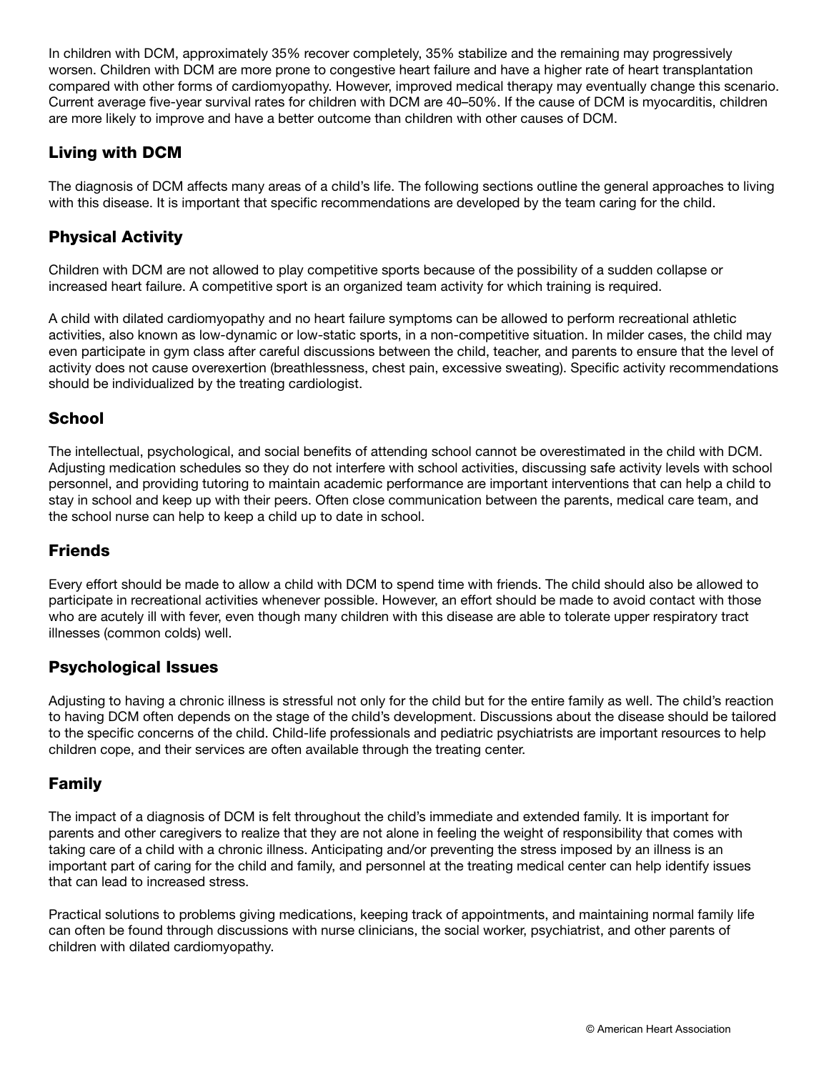In children with DCM, approximately 35% recover completely, 35% stabilize and the remaining may progressively worsen. Children with DCM are more prone to congestive heart failure and have a higher rate of heart transplantation compared with other forms of cardiomyopathy. However, improved medical therapy may eventually change this scenario. Current average five-year survival rates for children with DCM are 40–50%. If the cause of DCM is myocarditis, children are more likely to improve and have a better outcome than children with other causes of DCM.

## Living with DCM

The diagnosis of DCM affects many areas of a child's life. The following sections outline the general approaches to living with this disease. It is important that specific recommendations are developed by the team caring for the child.

## Physical Activity

Children with DCM are not allowed to play competitive sports because of the possibility of a sudden collapse or increased heart failure. A competitive sport is an organized team activity for which training is required.

A child with dilated cardiomyopathy and no heart failure symptoms can be allowed to perform recreational athletic activities, also known as low-dynamic or low-static sports, in a non-competitive situation. In milder cases, the child may even participate in gym class after careful discussions between the child, teacher, and parents to ensure that the level of activity does not cause overexertion (breathlessness, chest pain, excessive sweating). Specific activity recommendations should be individualized by the treating cardiologist.

## School

The intellectual, psychological, and social benefits of attending school cannot be overestimated in the child with DCM. Adjusting medication schedules so they do not interfere with school activities, discussing safe activity levels with school personnel, and providing tutoring to maintain academic performance are important interventions that can help a child to stay in school and keep up with their peers. Often close communication between the parents, medical care team, and the school nurse can help to keep a child up to date in school.

## Friends

Every effort should be made to allow a child with DCM to spend time with friends. The child should also be allowed to participate in recreational activities whenever possible. However, an effort should be made to avoid contact with those who are acutely ill with fever, even though many children with this disease are able to tolerate upper respiratory tract illnesses (common colds) well.

## Psychological Issues

Adjusting to having a chronic illness is stressful not only for the child but for the entire family as well. The child's reaction to having DCM often depends on the stage of the child's development. Discussions about the disease should be tailored to the specific concerns of the child. Child-life professionals and pediatric psychiatrists are important resources to help children cope, and their services are often available through the treating center.

## Family

The impact of a diagnosis of DCM is felt throughout the child's immediate and extended family. It is important for parents and other caregivers to realize that they are not alone in feeling the weight of responsibility that comes with taking care of a child with a chronic illness. Anticipating and/or preventing the stress imposed by an illness is an important part of caring for the child and family, and personnel at the treating medical center can help identify issues that can lead to increased stress.

Practical solutions to problems giving medications, keeping track of appointments, and maintaining normal family life can often be found through discussions with nurse clinicians, the social worker, psychiatrist, and other parents of children with dilated cardiomyopathy.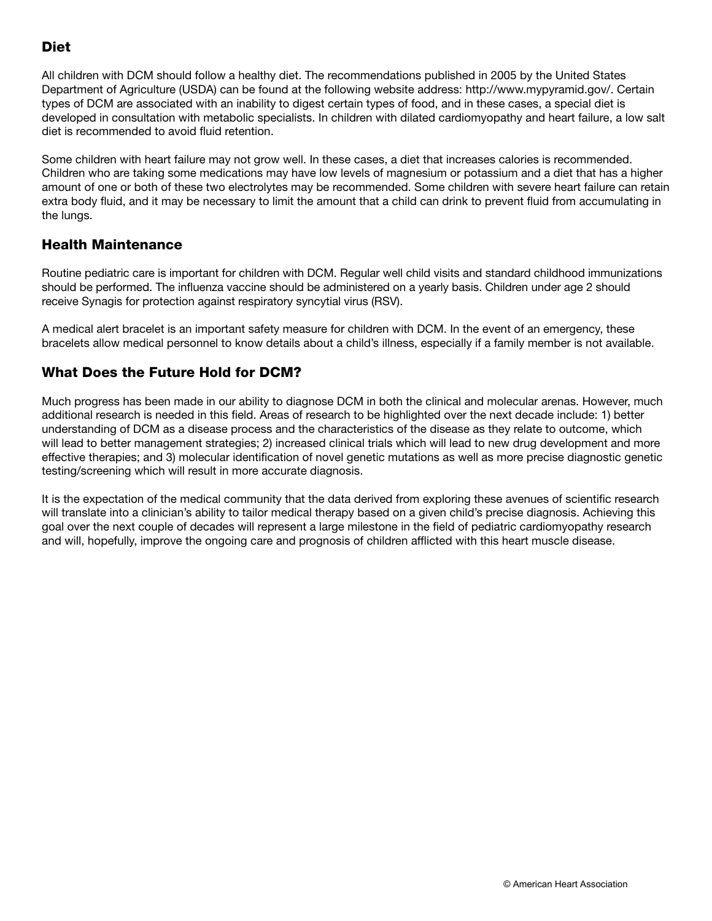## Diet

All children with DCM should follow a healthy diet. The recommendations published in 2005 by the United States Department of Agriculture (USDA) can be found at the following website address: http://www.mypyramid.gov/. Certain types of DCM are associated with an inability to digest certain types of food, and in these cases, a special diet is developed in consultation with metabolic specialists. In children with dilated cardiomyopathy and heart failure, a low salt diet is recommended to avoid fluid retention.

Some children with heart failure may not grow well. In these cases, a diet that increases calories is recommended. Children who are taking some medications may have low levels of magnesium or potassium and a diet that has a higher amount of one or both of these two electrolytes may be recommended. Some children with severe heart failure can retain extra body fluid, and it may be necessary to limit the amount that a child can drink to prevent fluid from accumulating in the lungs.

## Health Maintenance

Routine pediatric care is important for children with DCM. Regular well child visits and standard childhood immunizations should be performed. The influenza vaccine should be administered on a yearly basis. Children under age 2 should receive Synagis for protection against respiratory syncytial virus (RSV).

A medical alert bracelet is an important safety measure for children with DCM. In the event of an emergency, these bracelets allow medical personnel to know details about a child's illness, especially if a family member is not available.

## What Does the Future Hold for DCM?

Much progress has been made in our ability to diagnose DCM in both the clinical and molecular arenas. However, much additional research is needed in this field. Areas of research to be highlighted over the next decade include: 1) better understanding of DCM as a disease process and the characteristics of the disease as they relate to outcome, which will lead to better management strategies; 2) increased clinical trials which will lead to new drug development and more effective therapies; and 3) molecular identification of novel genetic mutations as well as more precise diagnostic genetic testing/screening which will result in more accurate diagnosis.

It is the expectation of the medical community that the data derived from exploring these avenues of scientific research will translate into a clinician's ability to tailor medical therapy based on a given child's precise diagnosis. Achieving this goal over the next couple of decades will represent a large milestone in the field of pediatric cardiomyopathy research and will, hopefully, improve the ongoing care and prognosis of children afflicted with this heart muscle disease.